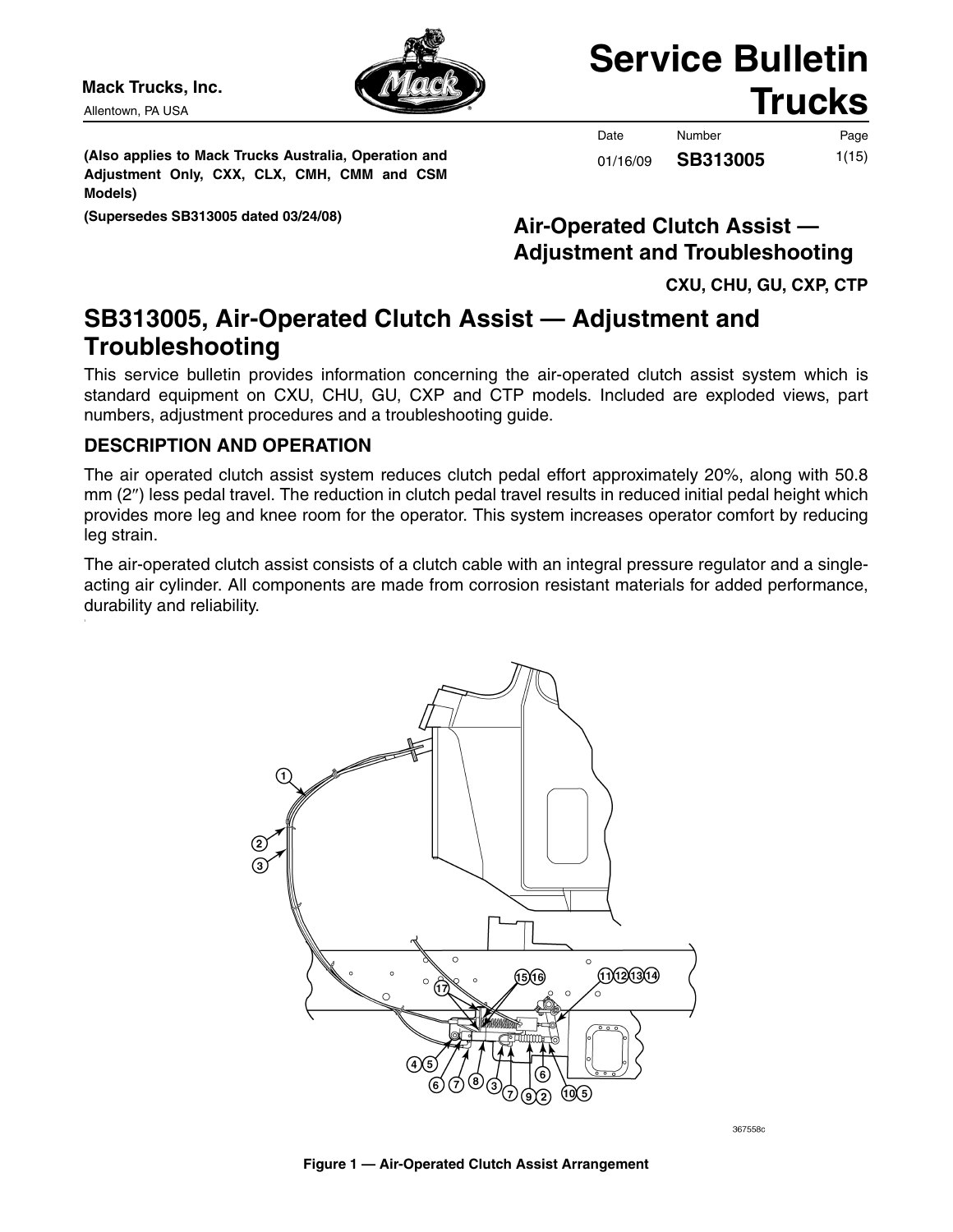**Mack Trucks, Inc.**
Allentown, PA USA

# Service Bulletin Trucks

| Date | Number | Page |
|---|---|---|
| 01/16/09 | **SB313005** | 1(15) |

**(Also applies to Mack Trucks Australia, Operation and Adjustment Only, CXX, CLX, CMH, CMM and CSM Models)**

**(Supersedes SB313005 dated 03/24/08)**

**Air-Operated Clutch Assist — Adjustment and Troubleshooting**

**CXU, CHU, GU, CXP, CTP**

## SB313005, Air-Operated Clutch Assist — Adjustment and Troubleshooting

This service bulletin provides information concerning the air-operated clutch assist system which is standard equipment on CXU, CHU, GU, CXP and CTP models. Included are exploded views, part numbers, adjustment procedures and a troubleshooting guide.

### DESCRIPTION AND OPERATION

The air operated clutch assist system reduces clutch pedal effort approximately 20%, along with 50.8 mm (2″) less pedal travel. The reduction in clutch pedal travel results in reduced initial pedal height which provides more leg and knee room for the operator. This system increases operator comfort by reducing leg strain.

The air-operated clutch assist consists of a clutch cable with an integral pressure regulator and a single-acting air cylinder. All components are made from corrosion resistant materials for added performance, durability and reliability.

367558c

**Figure 1 — Air-Operated Clutch Assist Arrangement**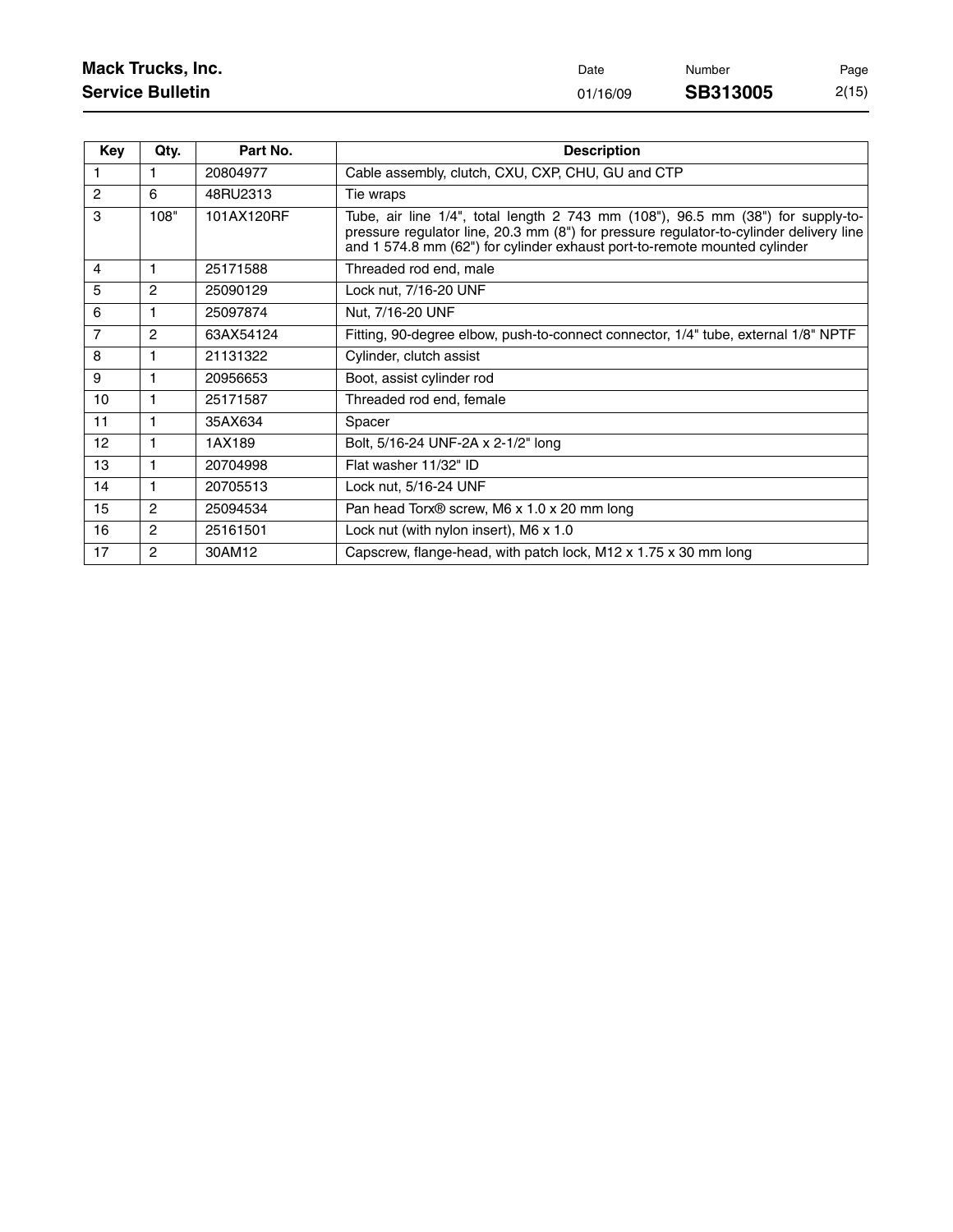| Key | Qty. | Part No. | Description |
|---|---|---|---|
| 1 | 1 | 20804977 | Cable assembly, clutch, CXU, CXP, CHU, GU and CTP |
| 2 | 6 | 48RU2313 | Tie wraps |
| 3 | 108" | 101AX120RF | Tube, air line 1/4", total length 2 743 mm (108"), 96.5 mm (38") for supply-to-pressure regulator line, 20.3 mm (8") for pressure regulator-to-cylinder delivery line and 1 574.8 mm (62") for cylinder exhaust port-to-remote mounted cylinder |
| 4 | 1 | 25171588 | Threaded rod end, male |
| 5 | 2 | 25090129 | Lock nut, 7/16-20 UNF |
| 6 | 1 | 25097874 | Nut, 7/16-20 UNF |
| 7 | 2 | 63AX54124 | Fitting, 90-degree elbow, push-to-connect connector, 1/4" tube, external 1/8" NPTF |
| 8 | 1 | 21131322 | Cylinder, clutch assist |
| 9 | 1 | 20956653 | Boot, assist cylinder rod |
| 10 | 1 | 25171587 | Threaded rod end, female |
| 11 | 1 | 35AX634 | Spacer |
| 12 | 1 | 1AX189 | Bolt, 5/16-24 UNF-2A x 2-1/2" long |
| 13 | 1 | 20704998 | Flat washer 11/32" ID |
| 14 | 1 | 20705513 | Lock nut, 5/16-24 UNF |
| 15 | 2 | 25094534 | Pan head Torx® screw, M6 x 1.0 x 20 mm long |
| 16 | 2 | 25161501 | Lock nut (with nylon insert), M6 x 1.0 |
| 17 | 2 | 30AM12 | Capscrew, flange-head, with patch lock, M12 x 1.75 x 30 mm long |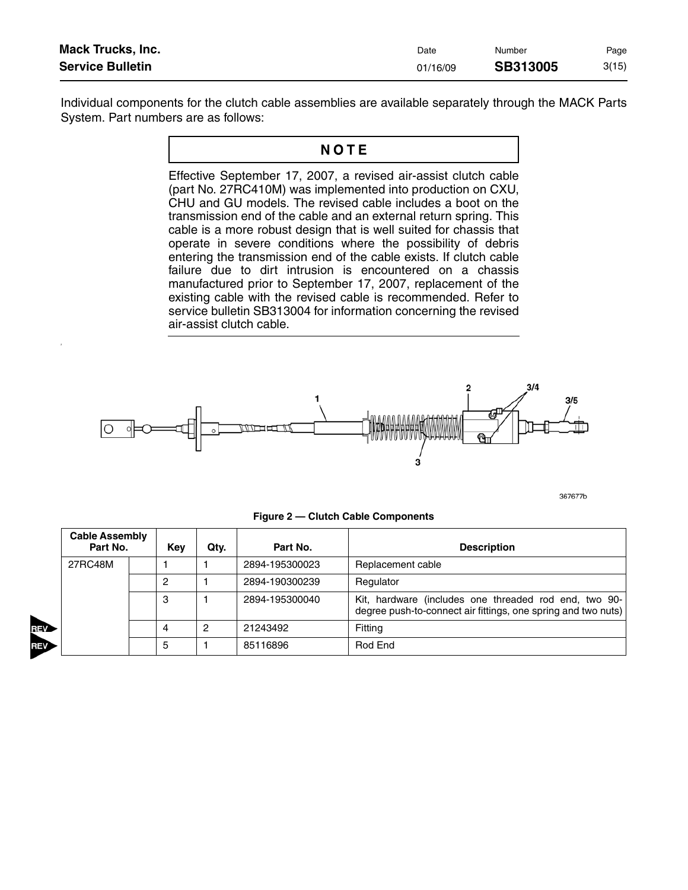Individual components for the clutch cable assemblies are available separately through the MACK Parts System. Part numbers are as follows:

**NOTE**

Effective September 17, 2007, a revised air-assist clutch cable (part No. 27RC410M) was implemented into production on CXU, CHU and GU models. The revised cable includes a boot on the transmission end of the cable and an external return spring. This cable is a more robust design that is well suited for chassis that operate in severe conditions where the possibility of debris entering the transmission end of the cable exists. If clutch cable failure due to dirt intrusion is encountered on a chassis manufactured prior to September 17, 2007, replacement of the existing cable with the revised cable is recommended. Refer to service bulletin SB313004 for information concerning the revised air-assist clutch cable.

367677b

**Figure 2 — Clutch Cable Components**

| Cable Assembly Part No. | | Key | Qty. | Part No. | Description |
|---|---|---|---|---|---|
| 27RC48M | | 1 | 1 | 2894-195300023 | Replacement cable |
| | | 2 | 1 | 2894-190300239 | Regulator |
| | | 3 | 1 | 2894-195300040 | Kit, hardware (includes one threaded rod end, two 90-degree push-to-connect air fittings, one spring and two nuts) |
| | | 4 | 2 | 21243492 | Fitting |
| | | 5 | 1 | 85116896 | Rod End |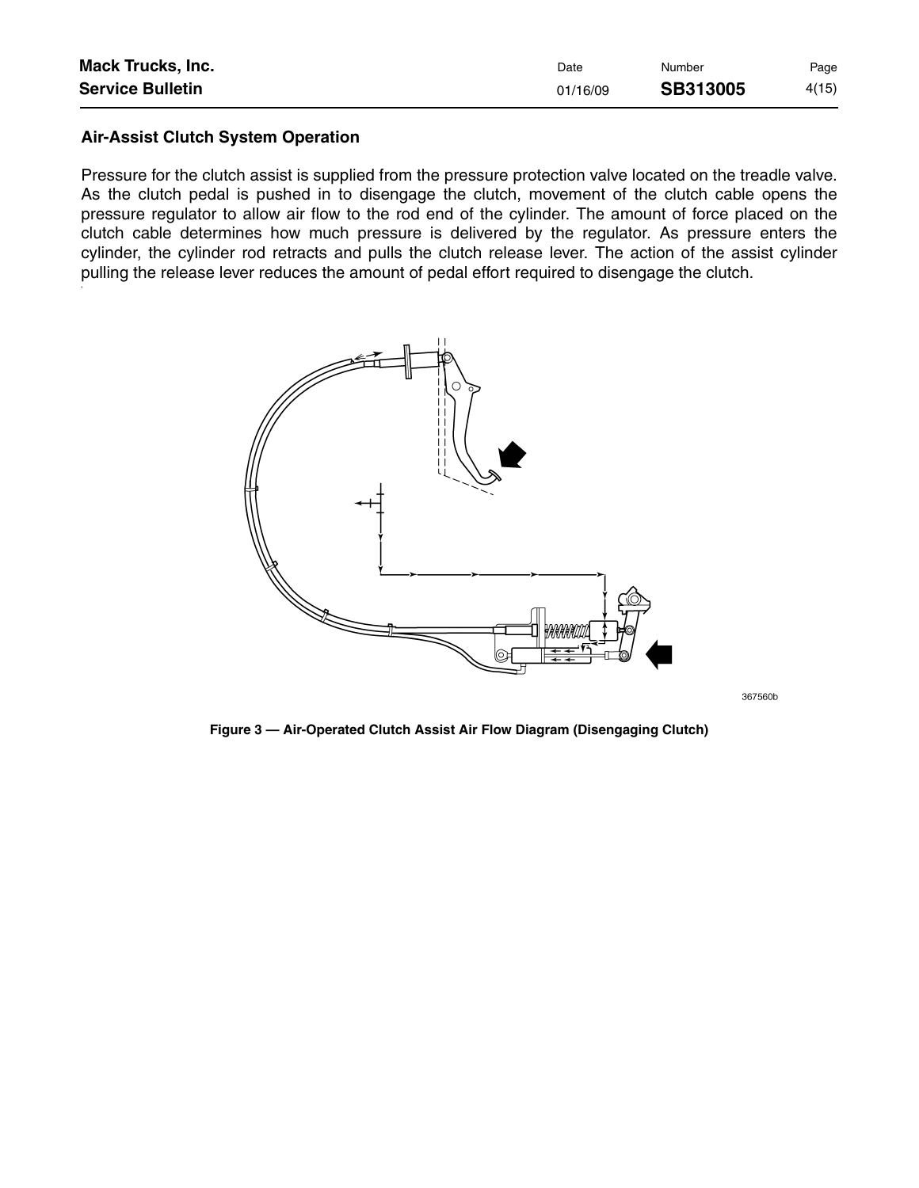## Air-Assist Clutch System Operation

Pressure for the clutch assist is supplied from the pressure protection valve located on the treadle valve. As the clutch pedal is pushed in to disengage the clutch, movement of the clutch cable opens the pressure regulator to allow air flow to the rod end of the cylinder. The amount of force placed on the clutch cable determines how much pressure is delivered by the regulator. As pressure enters the cylinder, the cylinder rod retracts and pulls the clutch release lever. The action of the assist cylinder pulling the release lever reduces the amount of pedal effort required to disengage the clutch.

367560b

**Figure 3 — Air-Operated Clutch Assist Air Flow Diagram (Disengaging Clutch)**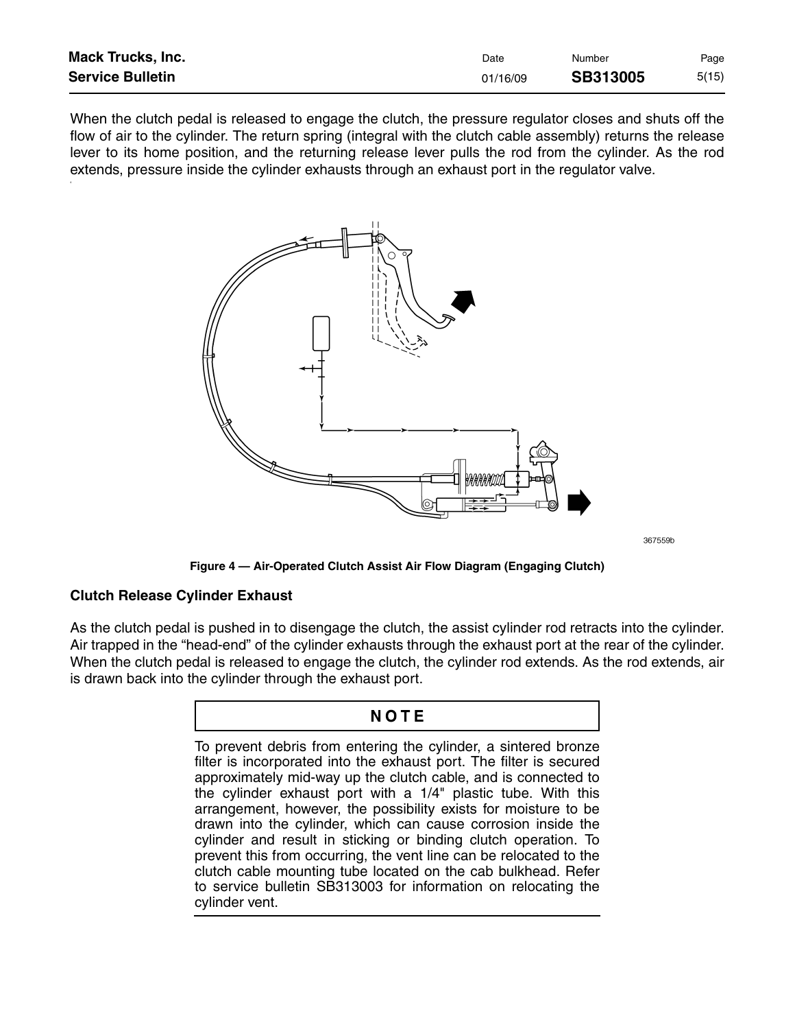When the clutch pedal is released to engage the clutch, the pressure regulator closes and shuts off the flow of air to the cylinder. The return spring (integral with the clutch cable assembly) returns the release lever to its home position, and the returning release lever pulls the rod from the cylinder. As the rod extends, pressure inside the cylinder exhausts through an exhaust port in the regulator valve.

**Figure 4 — Air-Operated Clutch Assist Air Flow Diagram (Engaging Clutch)**

### Clutch Release Cylinder Exhaust

As the clutch pedal is pushed in to disengage the clutch, the assist cylinder rod retracts into the cylinder. Air trapped in the “head-end” of the cylinder exhausts through the exhaust port at the rear of the cylinder. When the clutch pedal is released to engage the clutch, the cylinder rod extends. As the rod extends, air is drawn back into the cylinder through the exhaust port.

**NOTE**

To prevent debris from entering the cylinder, a sintered bronze filter is incorporated into the exhaust port. The filter is secured approximately mid-way up the clutch cable, and is connected to the cylinder exhaust port with a 1/4" plastic tube. With this arrangement, however, the possibility exists for moisture to be drawn into the cylinder, which can cause corrosion inside the cylinder and result in sticking or binding clutch operation. To prevent this from occurring, the vent line can be relocated to the clutch cable mounting tube located on the cab bulkhead. Refer to service bulletin SB313003 for information on relocating the cylinder vent.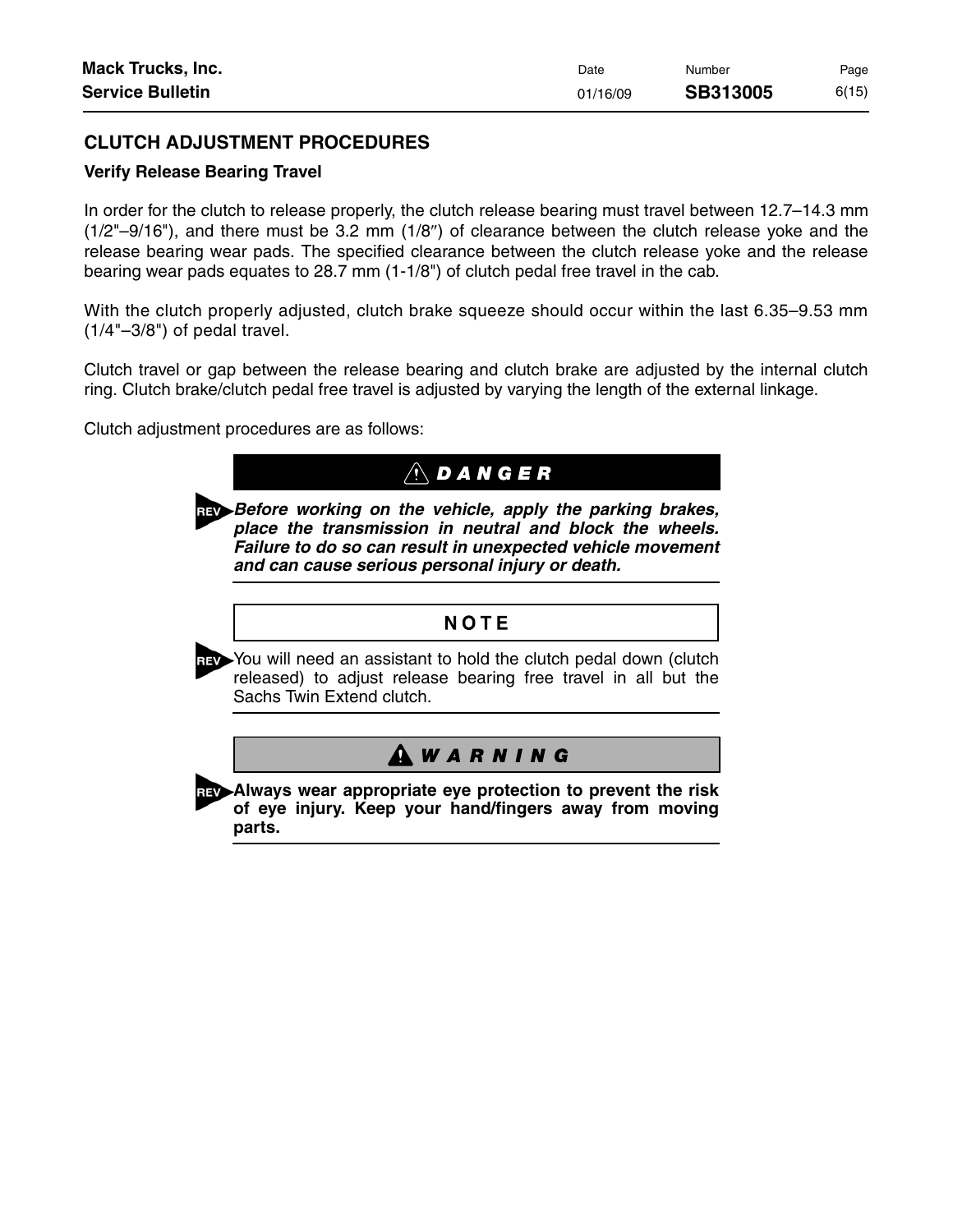## CLUTCH ADJUSTMENT PROCEDURES

### Verify Release Bearing Travel

In order for the clutch to release properly, the clutch release bearing must travel between 12.7–14.3 mm (1/2"–9/16"), and there must be 3.2 mm (1/8″) of clearance between the clutch release yoke and the release bearing wear pads. The specified clearance between the clutch release yoke and the release bearing wear pads equates to 28.7 mm (1-1/8") of clutch pedal free travel in the cab.

With the clutch properly adjusted, clutch brake squeeze should occur within the last 6.35–9.53 mm (1/4"–3/8") of pedal travel.

Clutch travel or gap between the release bearing and clutch brake are adjusted by the internal clutch ring. Clutch brake/clutch pedal free travel is adjusted by varying the length of the external linkage.

Clutch adjustment procedures are as follows:

**⚠ DANGER**

***Before working on the vehicle, apply the parking brakes, place the transmission in neutral and block the wheels. Failure to do so can result in unexpected vehicle movement and can cause serious personal injury or death.***

**NOTE**

You will need an assistant to hold the clutch pedal down (clutch released) to adjust release bearing free travel in all but the Sachs Twin Extend clutch.

**⚠ WARNING**

**Always wear appropriate eye protection to prevent the risk of eye injury. Keep your hand/fingers away from moving parts.**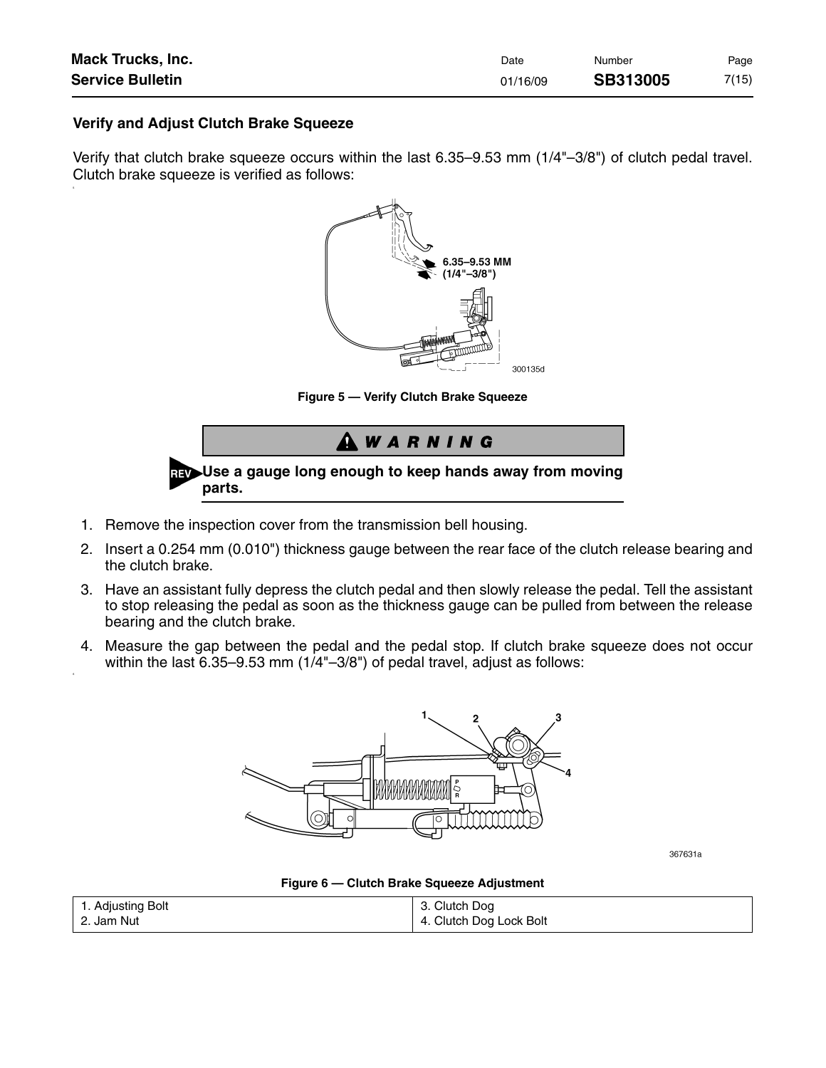### Verify and Adjust Clutch Brake Squeeze

Verify that clutch brake squeeze occurs within the last 6.35–9.53 mm (1/4"–3/8") of clutch pedal travel. Clutch brake squeeze is verified as follows:

**Figure 5 — Verify Clutch Brake Squeeze**

> **⚠ WARNING**
>
> **Use a gauge long enough to keep hands away from moving parts.**

1. Remove the inspection cover from the transmission bell housing.
2. Insert a 0.254 mm (0.010") thickness gauge between the rear face of the clutch release bearing and the clutch brake.
3. Have an assistant fully depress the clutch pedal and then slowly release the pedal. Tell the assistant to stop releasing the pedal as soon as the thickness gauge can be pulled from between the release bearing and the clutch brake.
4. Measure the gap between the pedal and the pedal stop. If clutch brake squeeze does not occur within the last 6.35–9.53 mm (1/4"–3/8") of pedal travel, adjust as follows:

**Figure 6 — Clutch Brake Squeeze Adjustment**

| | |
|---|---|
| 1. Adjusting Bolt | 3. Clutch Dog |
| 2. Jam Nut | 4. Clutch Dog Lock Bolt |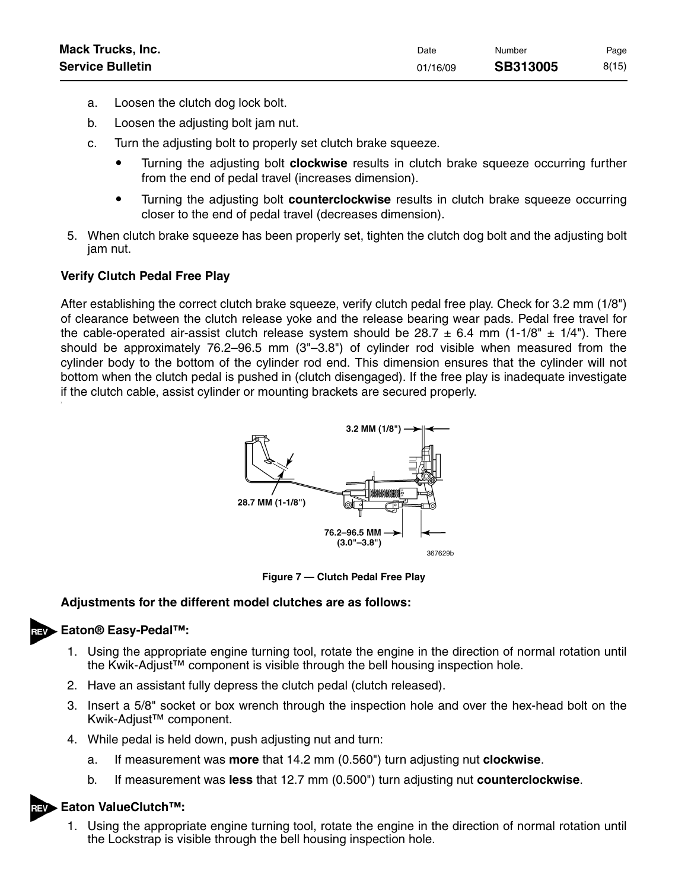a. Loosen the clutch dog lock bolt.

b. Loosen the adjusting bolt jam nut.

c. Turn the adjusting bolt to properly set clutch brake squeeze.

- Turning the adjusting bolt **clockwise** results in clutch brake squeeze occurring further from the end of pedal travel (increases dimension).
- Turning the adjusting bolt **counterclockwise** results in clutch brake squeeze occurring closer to the end of pedal travel (decreases dimension).

5. When clutch brake squeeze has been properly set, tighten the clutch dog bolt and the adjusting bolt jam nut.

**Verify Clutch Pedal Free Play**

After establishing the correct clutch brake squeeze, verify clutch pedal free play. Check for 3.2 mm (1/8") of clearance between the clutch release yoke and the release bearing wear pads. Pedal free travel for the cable-operated air-assist clutch release system should be 28.7 ± 6.4 mm (1-1/8" ± 1/4"). There should be approximately 76.2–96.5 mm (3"–3.8") of cylinder rod visible when measured from the cylinder body to the bottom of the cylinder rod end. This dimension ensures that the cylinder will not bottom when the clutch pedal is pushed in (clutch disengaged). If the free play is inadequate investigate if the clutch cable, assist cylinder or mounting brackets are secured properly.

3.2 MM (1/8")

28.7 MM (1-1/8")

76.2–96.5 MM (3.0"–3.8")

367629b

**Figure 7 — Clutch Pedal Free Play**

**Adjustments for the different model clutches are as follows:**

**Eaton® Easy-Pedal™:**

1. Using the appropriate engine turning tool, rotate the engine in the direction of normal rotation until the Kwik-Adjust™ component is visible through the bell housing inspection hole.
2. Have an assistant fully depress the clutch pedal (clutch released).
3. Insert a 5/8" socket or box wrench through the inspection hole and over the hex-head bolt on the Kwik-Adjust™ component.
4. While pedal is held down, push adjusting nut and turn:

   a. If measurement was **more** that 14.2 mm (0.560") turn adjusting nut **clockwise**.

   b. If measurement was **less** that 12.7 mm (0.500") turn adjusting nut **counterclockwise**.

**Eaton ValueClutch™:**

1. Using the appropriate engine turning tool, rotate the engine in the direction of normal rotation until the Lockstrap is visible through the bell housing inspection hole.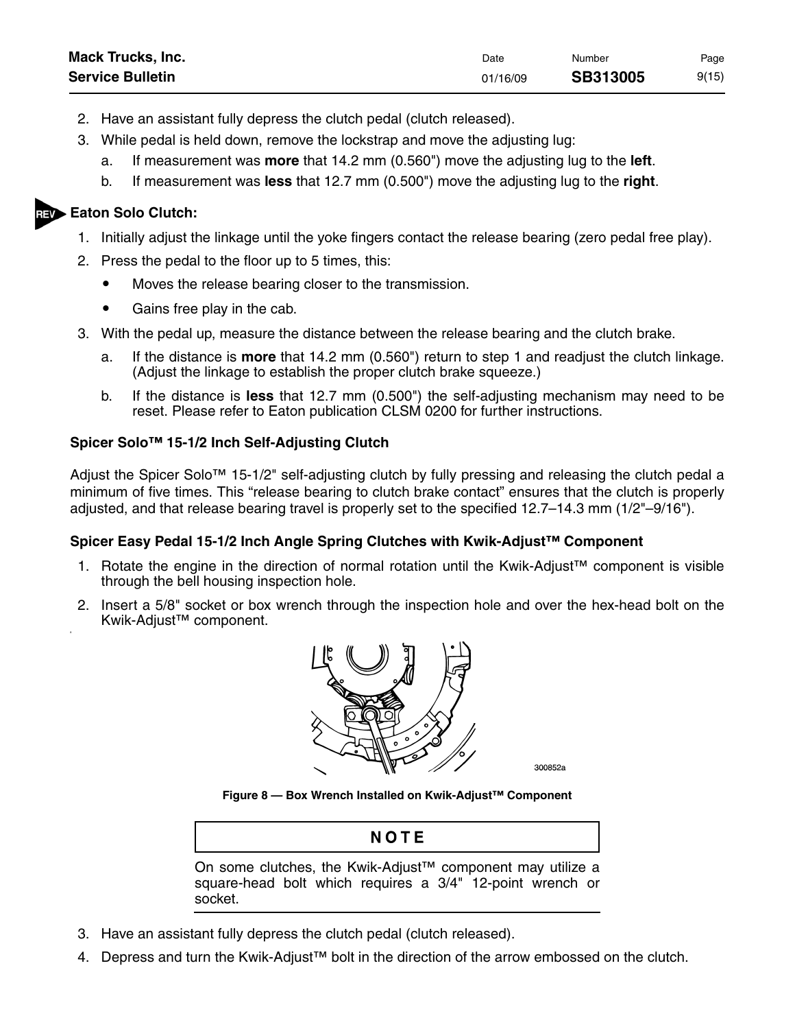2. Have an assistant fully depress the clutch pedal (clutch released).
3. While pedal is held down, remove the lockstrap and move the adjusting lug:
   a. If measurement was **more** that 14.2 mm (0.560") move the adjusting lug to the **left**.
   b. If measurement was **less** that 12.7 mm (0.500") move the adjusting lug to the **right**.

**Eaton Solo Clutch:**

1. Initially adjust the linkage until the yoke fingers contact the release bearing (zero pedal free play).
2. Press the pedal to the floor up to 5 times, this:
   - Moves the release bearing closer to the transmission.
   - Gains free play in the cab.
3. With the pedal up, measure the distance between the release bearing and the clutch brake.
   a. If the distance is **more** that 14.2 mm (0.560") return to step 1 and readjust the clutch linkage. (Adjust the linkage to establish the proper clutch brake squeeze.)
   b. If the distance is **less** that 12.7 mm (0.500") the self-adjusting mechanism may need to be reset. Please refer to Eaton publication CLSM 0200 for further instructions.

**Spicer Solo™ 15-1/2 Inch Self-Adjusting Clutch**

Adjust the Spicer Solo™ 15-1/2" self-adjusting clutch by fully pressing and releasing the clutch pedal a minimum of five times. This “release bearing to clutch brake contact” ensures that the clutch is properly adjusted, and that release bearing travel is properly set to the specified 12.7–14.3 mm (1/2"–9/16").

**Spicer Easy Pedal 15-1/2 Inch Angle Spring Clutches with Kwik-Adjust™ Component**

1. Rotate the engine in the direction of normal rotation until the Kwik-Adjust™ component is visible through the bell housing inspection hole.
2. Insert a 5/8" socket or box wrench through the inspection hole and over the hex-head bolt on the Kwik-Adjust™ component.

300852a

**Figure 8 — Box Wrench Installed on Kwik-Adjust™ Component**

**NOTE**

On some clutches, the Kwik-Adjust™ component may utilize a square-head bolt which requires a 3/4" 12-point wrench or socket.

3. Have an assistant fully depress the clutch pedal (clutch released).
4. Depress and turn the Kwik-Adjust™ bolt in the direction of the arrow embossed on the clutch.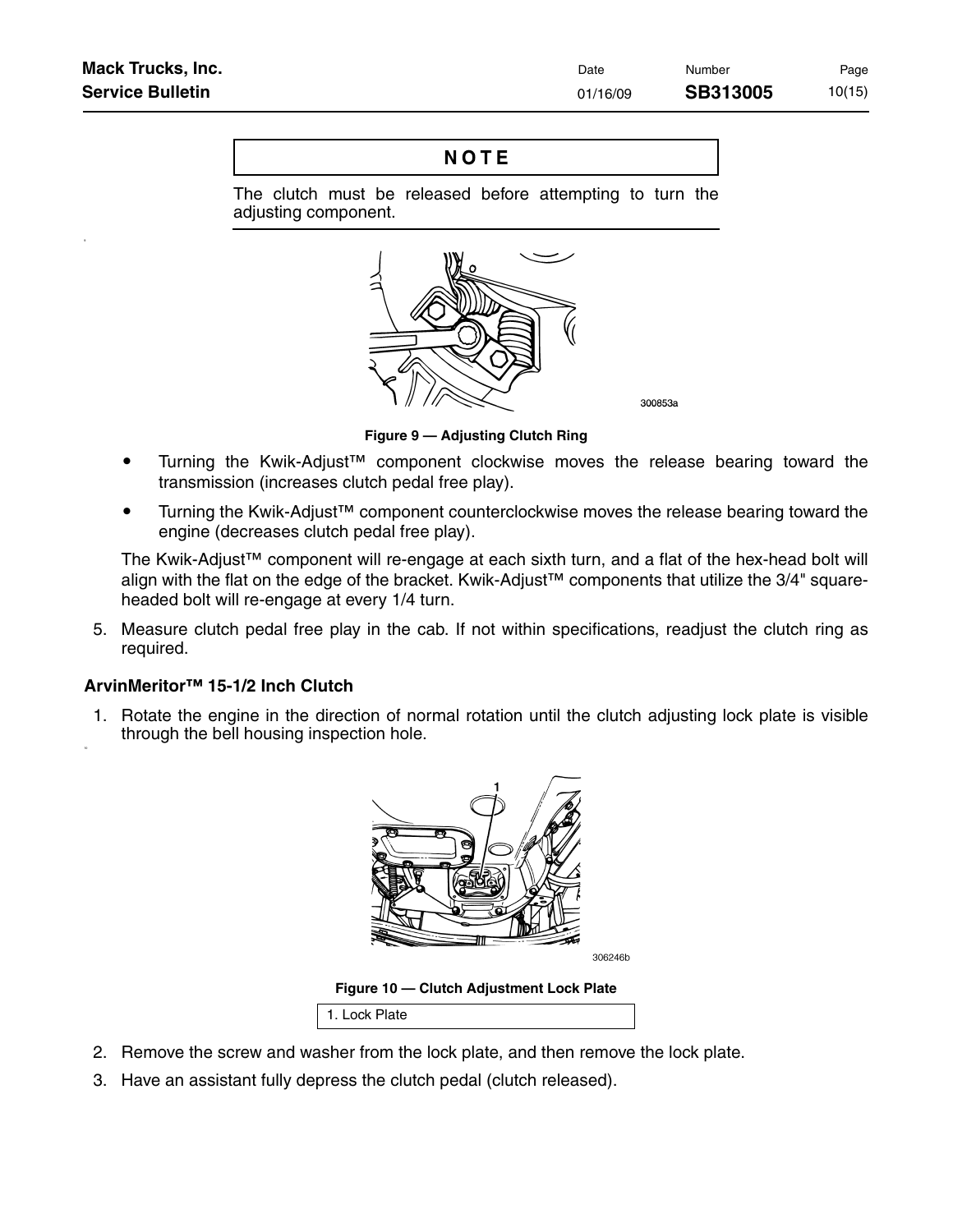**NOTE**

The clutch must be released before attempting to turn the adjusting component.

Figure 9 — Adjusting Clutch Ring

- Turning the Kwik-Adjust™ component clockwise moves the release bearing toward the transmission (increases clutch pedal free play).
- Turning the Kwik-Adjust™ component counterclockwise moves the release bearing toward the engine (decreases clutch pedal free play).

The Kwik-Adjust™ component will re-engage at each sixth turn, and a flat of the hex-head bolt will align with the flat on the edge of the bracket. Kwik-Adjust™ components that utilize the 3/4" square-headed bolt will re-engage at every 1/4 turn.

5. Measure clutch pedal free play in the cab. If not within specifications, readjust the clutch ring as required.

### ArvinMeritor™ 15-1/2 Inch Clutch

1. Rotate the engine in the direction of normal rotation until the clutch adjusting lock plate is visible through the bell housing inspection hole.

Figure 10 — Clutch Adjustment Lock Plate

| 1. Lock Plate |
|---|

2. Remove the screw and washer from the lock plate, and then remove the lock plate.
3. Have an assistant fully depress the clutch pedal (clutch released).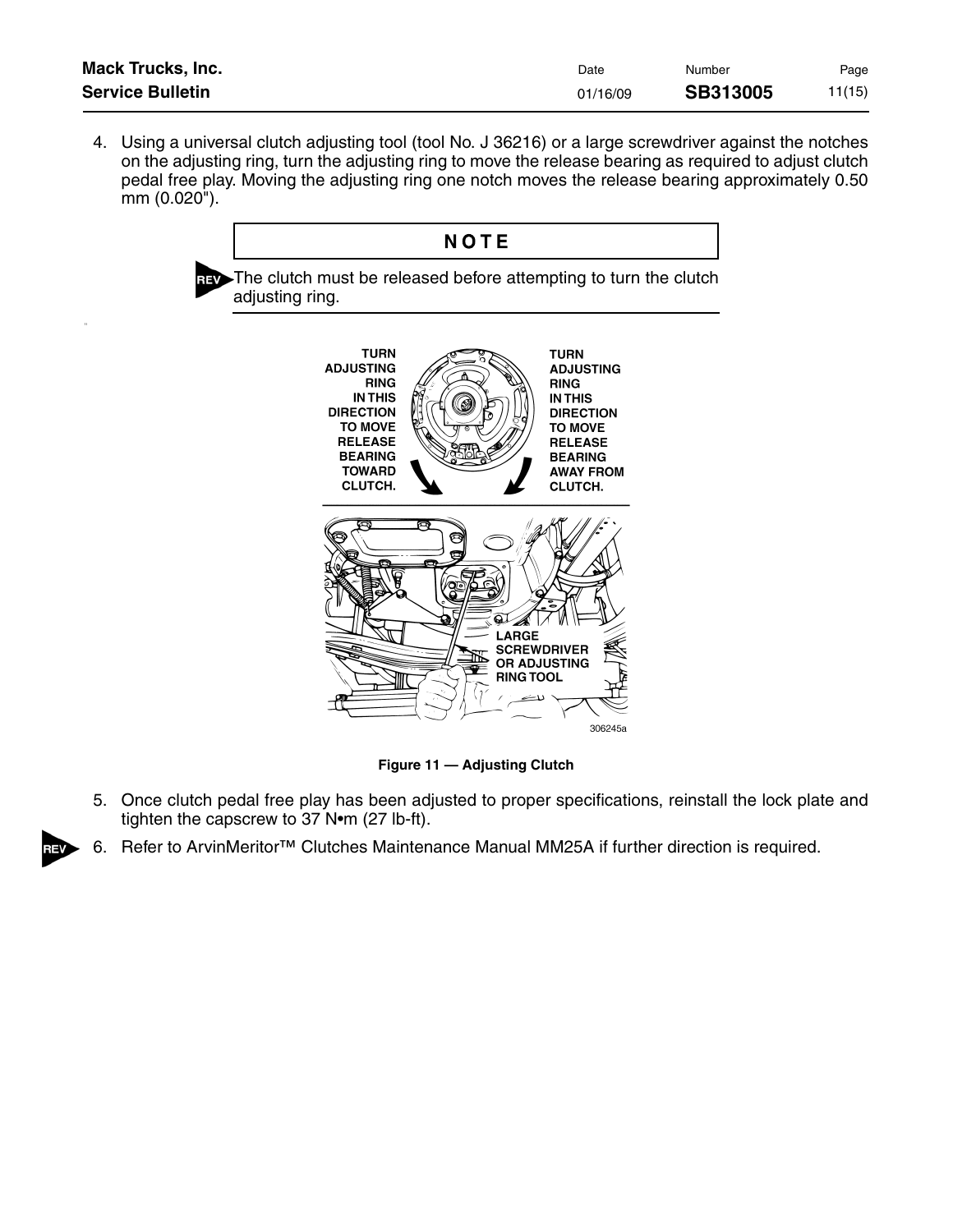4. Using a universal clutch adjusting tool (tool No. J 36216) or a large screwdriver against the notches on the adjusting ring, turn the adjusting ring to move the release bearing as required to adjust clutch pedal free play. Moving the adjusting ring one notch moves the release bearing approximately 0.50 mm (0.020").

**NOTE**

REV The clutch must be released before attempting to turn the clutch adjusting ring.

**Figure 11 — Adjusting Clutch**

5. Once clutch pedal free play has been adjusted to proper specifications, reinstall the lock plate and tighten the capscrew to 37 N•m (27 lb-ft).

REV 6. Refer to ArvinMeritor™ Clutches Maintenance Manual MM25A if further direction is required.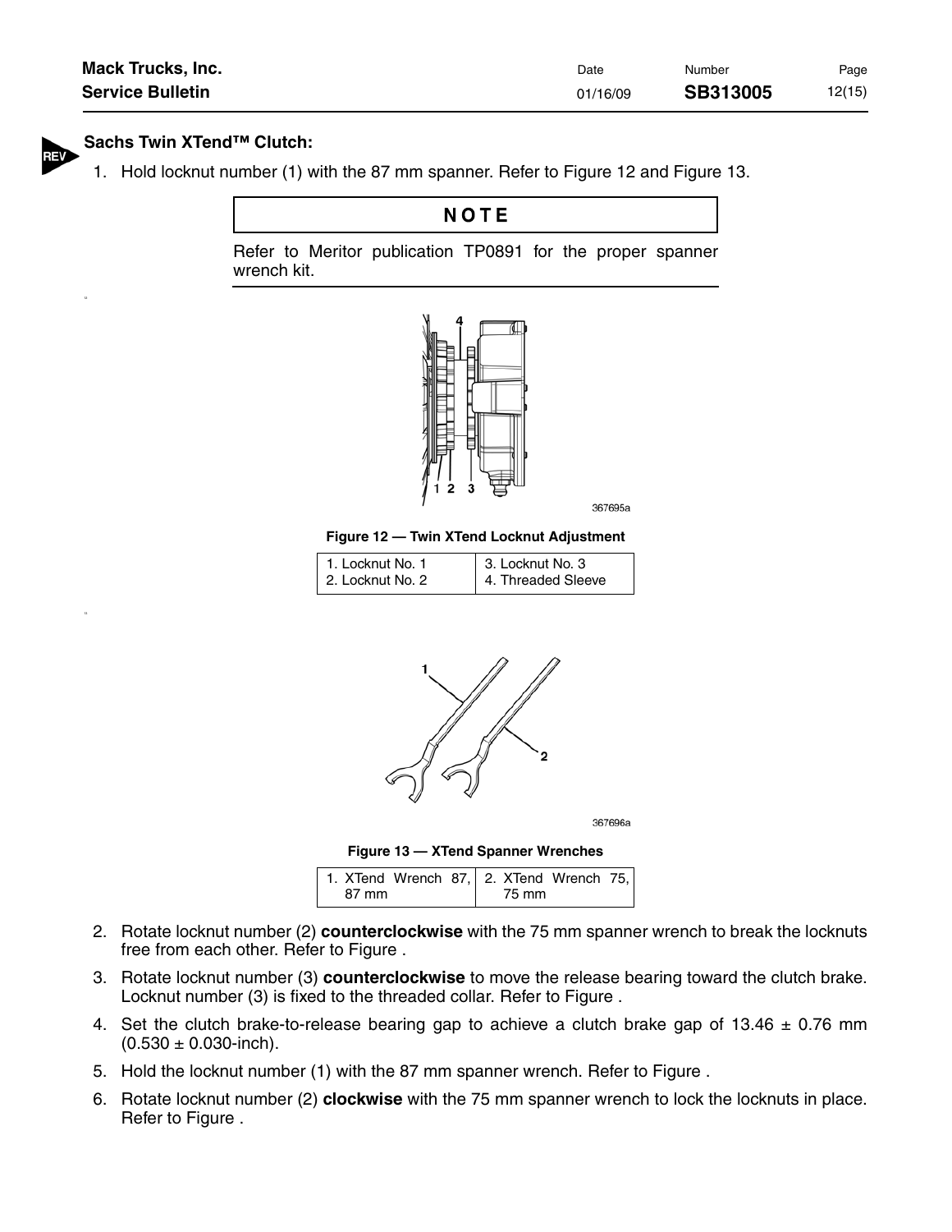## Sachs Twin XTend™ Clutch:

1. Hold locknut number (1) with the 87 mm spanner. Refer to Figure 12 and Figure 13.

**NOTE**

Refer to Meritor publication TP0891 for the proper spanner wrench kit.

**Figure 12 — Twin XTend Locknut Adjustment**

| 1. Locknut No. 1 | 3. Locknut No. 3 |
| --- | --- |
| 2. Locknut No. 2 | 4. Threaded Sleeve |

**Figure 13 — XTend Spanner Wrenches**

| 1. XTend Wrench 87, 87 mm | 2. XTend Wrench 75, 75 mm |
| --- | --- |

2. Rotate locknut number (2) **counterclockwise** with the 75 mm spanner wrench to break the locknuts free from each other. Refer to Figure .
3. Rotate locknut number (3) **counterclockwise** to move the release bearing toward the clutch brake. Locknut number (3) is fixed to the threaded collar. Refer to Figure .
4. Set the clutch brake-to-release bearing gap to achieve a clutch brake gap of 13.46 ± 0.76 mm (0.530 ± 0.030-inch).
5. Hold the locknut number (1) with the 87 mm spanner wrench. Refer to Figure .
6. Rotate locknut number (2) **clockwise** with the 75 mm spanner wrench to lock the locknuts in place. Refer to Figure .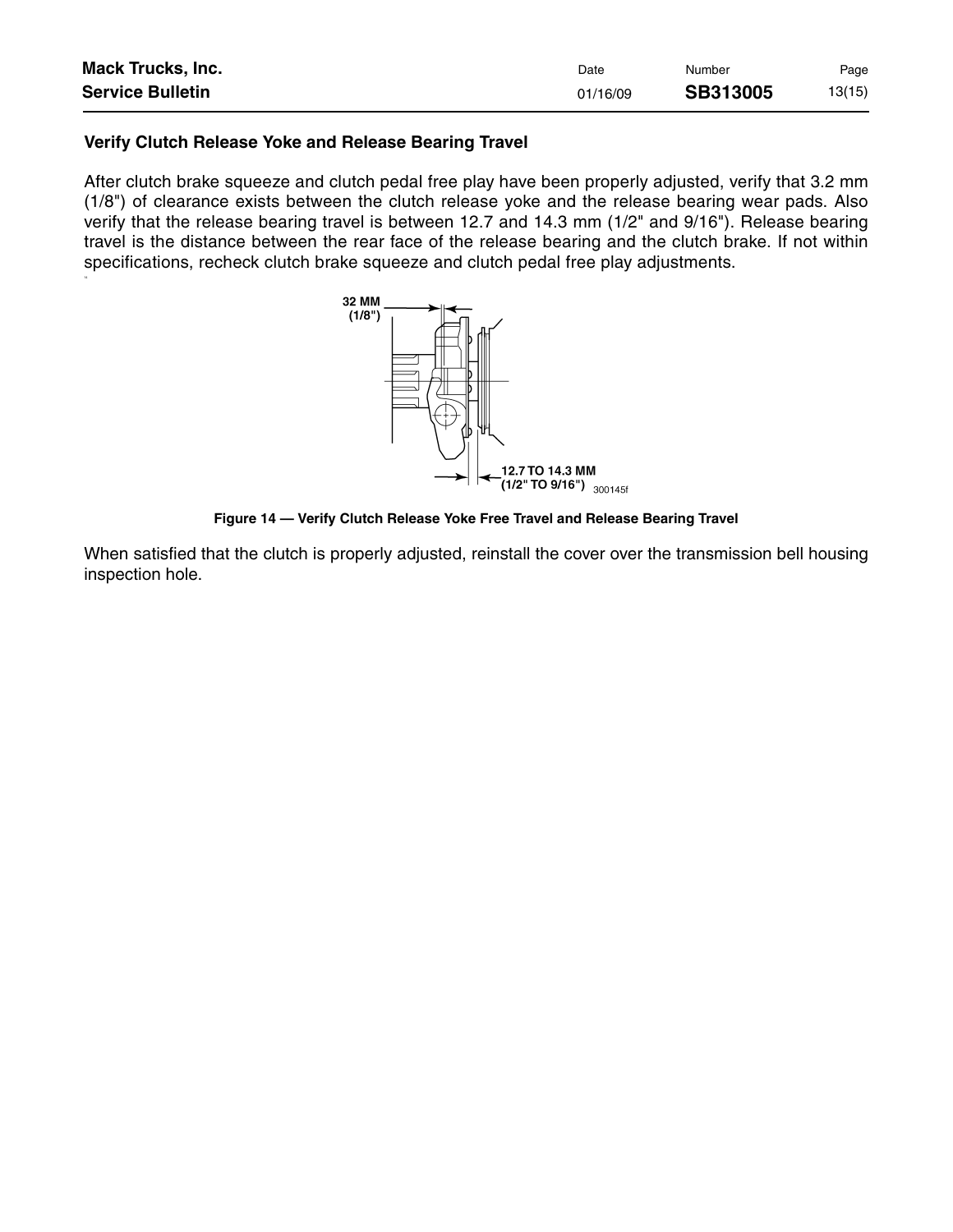### Verify Clutch Release Yoke and Release Bearing Travel

After clutch brake squeeze and clutch pedal free play have been properly adjusted, verify that 3.2 mm (1/8") of clearance exists between the clutch release yoke and the release bearing wear pads. Also verify that the release bearing travel is between 12.7 and 14.3 mm (1/2" and 9/16"). Release bearing travel is the distance between the rear face of the release bearing and the clutch brake. If not within specifications, recheck clutch brake squeeze and clutch pedal free play adjustments.

32 MM (1/8")

12.7 TO 14.3 MM (1/2" TO 9/16") 300145f

**Figure 14 — Verify Clutch Release Yoke Free Travel and Release Bearing Travel**

When satisfied that the clutch is properly adjusted, reinstall the cover over the transmission bell housing inspection hole.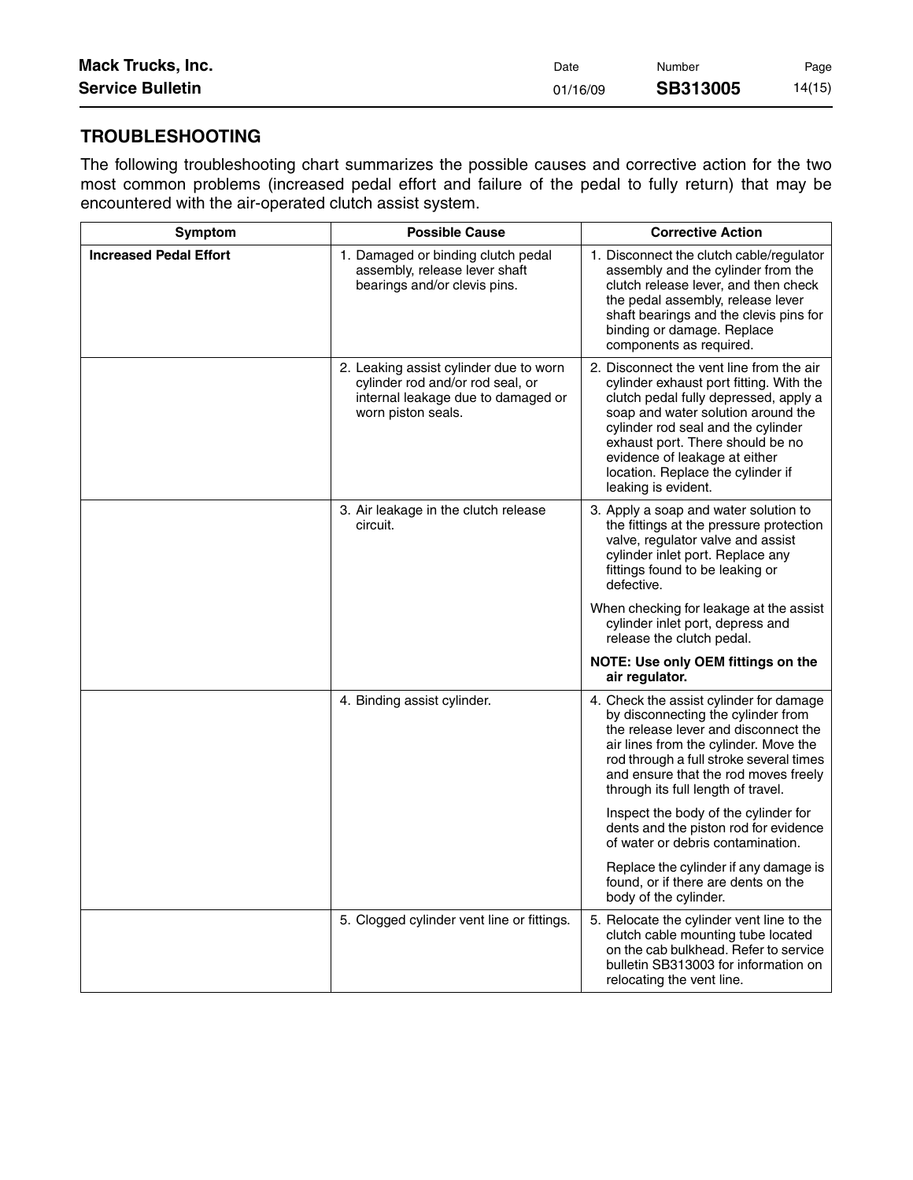## TROUBLESHOOTING

The following troubleshooting chart summarizes the possible causes and corrective action for the two most common problems (increased pedal effort and failure of the pedal to fully return) that may be encountered with the air-operated clutch assist system.

| Symptom | Possible Cause | Corrective Action |
|---|---|---|
| **Increased Pedal Effort** | 1. Damaged or binding clutch pedal assembly, release lever shaft bearings and/or clevis pins. | 1. Disconnect the clutch cable/regulator assembly and the cylinder from the clutch release lever, and then check the pedal assembly, release lever shaft bearings and the clevis pins for binding or damage. Replace components as required. |
| | 2. Leaking assist cylinder due to worn cylinder rod and/or rod seal, or internal leakage due to damaged or worn piston seals. | 2. Disconnect the vent line from the air cylinder exhaust port fitting. With the clutch pedal fully depressed, apply a soap and water solution around the cylinder rod seal and the cylinder exhaust port. There should be no evidence of leakage at either location. Replace the cylinder if leaking is evident. |
| | 3. Air leakage in the clutch release circuit. | 3. Apply a soap and water solution to the fittings at the pressure protection valve, regulator valve and assist cylinder inlet port. Replace any fittings found to be leaking or defective.<br><br>When checking for leakage at the assist cylinder inlet port, depress and release the clutch pedal.<br><br>**NOTE: Use only OEM fittings on the air regulator.** |
| | 4. Binding assist cylinder. | 4. Check the assist cylinder for damage by disconnecting the cylinder from the release lever and disconnect the air lines from the cylinder. Move the rod through a full stroke several times and ensure that the rod moves freely through its full length of travel.<br><br>Inspect the body of the cylinder for dents and the piston rod for evidence of water or debris contamination.<br><br>Replace the cylinder if any damage is found, or if there are dents on the body of the cylinder. |
| | 5. Clogged cylinder vent line or fittings. | 5. Relocate the cylinder vent line to the clutch cable mounting tube located on the cab bulkhead. Refer to service bulletin SB313003 for information on relocating the vent line. |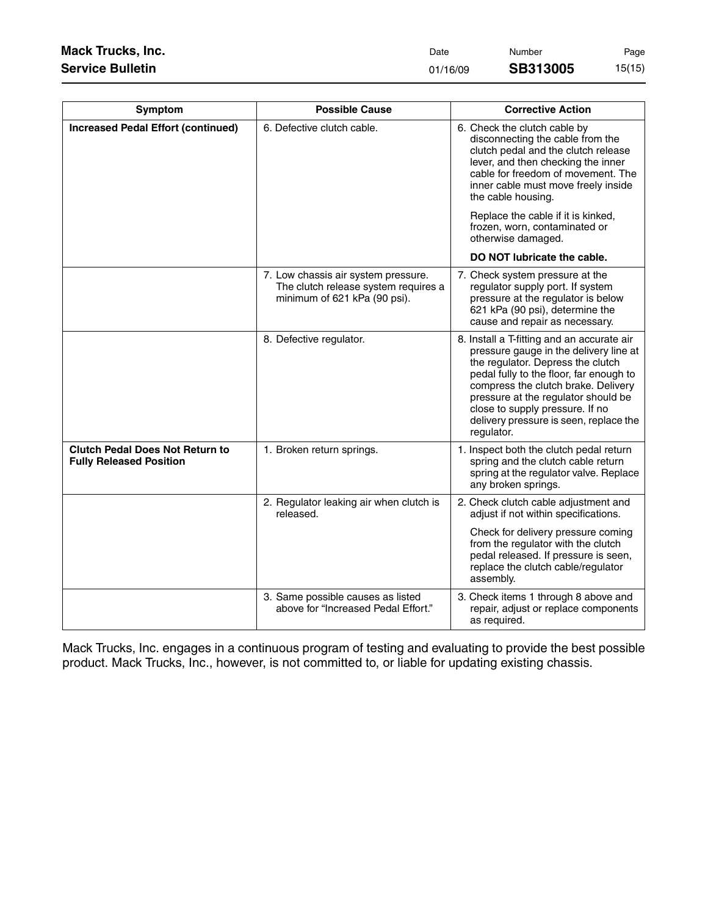| Symptom | Possible Cause | Corrective Action |
|---|---|---|
| **Increased Pedal Effort (continued)** | 6. Defective clutch cable. | 6. Check the clutch cable by disconnecting the cable from the clutch pedal and the clutch release lever, and then checking the inner cable for freedom of movement. The inner cable must move freely inside the cable housing.<br><br>Replace the cable if it is kinked, frozen, worn, contaminated or otherwise damaged.<br><br>**DO NOT lubricate the cable.** |
| | 7. Low chassis air system pressure. The clutch release system requires a minimum of 621 kPa (90 psi). | 7. Check system pressure at the regulator supply port. If system pressure at the regulator is below 621 kPa (90 psi), determine the cause and repair as necessary. |
| | 8. Defective regulator. | 8. Install a T-fitting and an accurate air pressure gauge in the delivery line at the regulator. Depress the clutch pedal fully to the floor, far enough to compress the clutch brake. Delivery pressure at the regulator should be close to supply pressure. If no delivery pressure is seen, replace the regulator. |
| **Clutch Pedal Does Not Return to Fully Released Position** | 1. Broken return springs. | 1. Inspect both the clutch pedal return spring and the clutch cable return spring at the regulator valve. Replace any broken springs. |
| | 2. Regulator leaking air when clutch is released. | 2. Check clutch cable adjustment and adjust if not within specifications.<br><br>Check for delivery pressure coming from the regulator with the clutch pedal released. If pressure is seen, replace the clutch cable/regulator assembly. |
| | 3. Same possible causes as listed above for "Increased Pedal Effort." | 3. Check items 1 through 8 above and repair, adjust or replace components as required. |

Mack Trucks, Inc. engages in a continuous program of testing and evaluating to provide the best possible product. Mack Trucks, Inc., however, is not committed to, or liable for updating existing chassis.